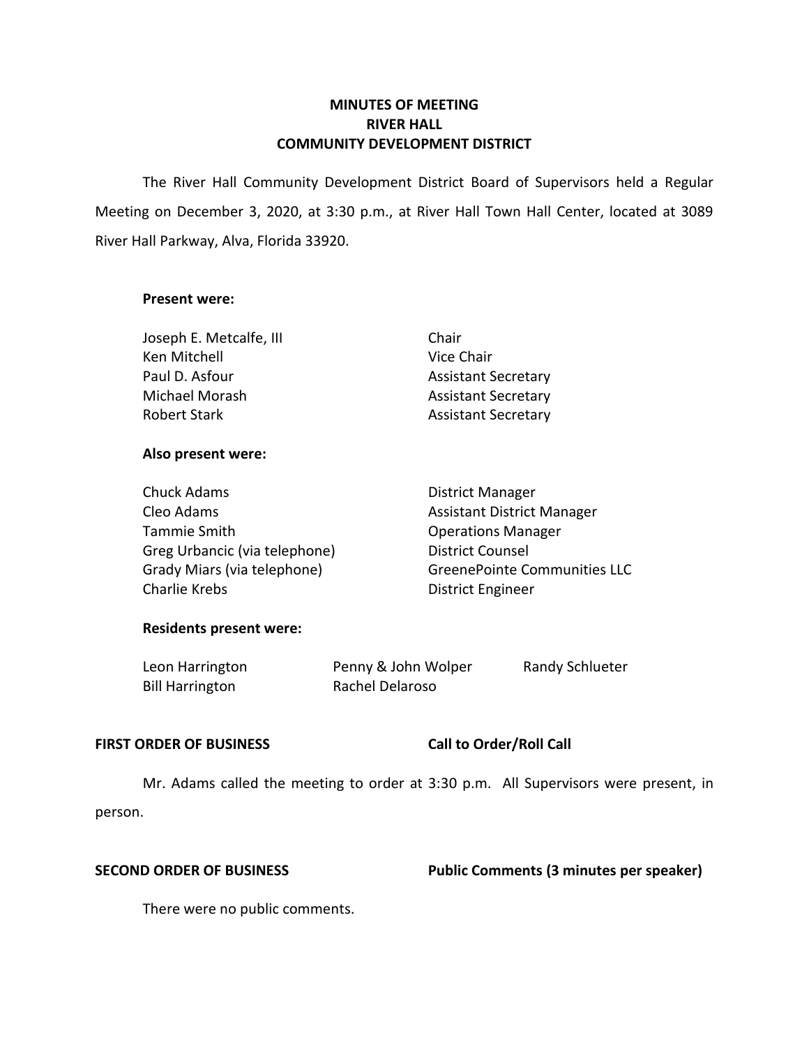# MINUTES OF MEETING
# RIVER HALL
# COMMUNITY DEVELOPMENT DISTRICT

The River Hall Community Development District Board of Supervisors held a Regular Meeting on December 3, 2020, at 3:30 p.m., at River Hall Town Hall Center, located at 3089 River Hall Parkway, Alva, Florida 33920.

**Present were:**

| | |
|---|---|
| Joseph E. Metcalfe, III | Chair |
| Ken Mitchell | Vice Chair |
| Paul D. Asfour | Assistant Secretary |
| Michael Morash | Assistant Secretary |
| Robert Stark | Assistant Secretary |

**Also present were:**

| | |
|---|---|
| Chuck Adams | District Manager |
| Cleo Adams | Assistant District Manager |
| Tammie Smith | Operations Manager |
| Greg Urbancic (via telephone) | District Counsel |
| Grady Miars (via telephone) | GreenePointe Communities LLC |
| Charlie Krebs | District Engineer |

**Residents present were:**

| | | |
|---|---|---|
| Leon Harrington | Penny & John Wolper | Randy Schlueter |
| Bill Harrington | Rachel Delaroso | |

**FIRST ORDER OF BUSINESS** **Call to Order/Roll Call**

Mr. Adams called the meeting to order at 3:30 p.m. All Supervisors were present, in person.

**SECOND ORDER OF BUSINESS** **Public Comments (3 minutes per speaker)**

There were no public comments.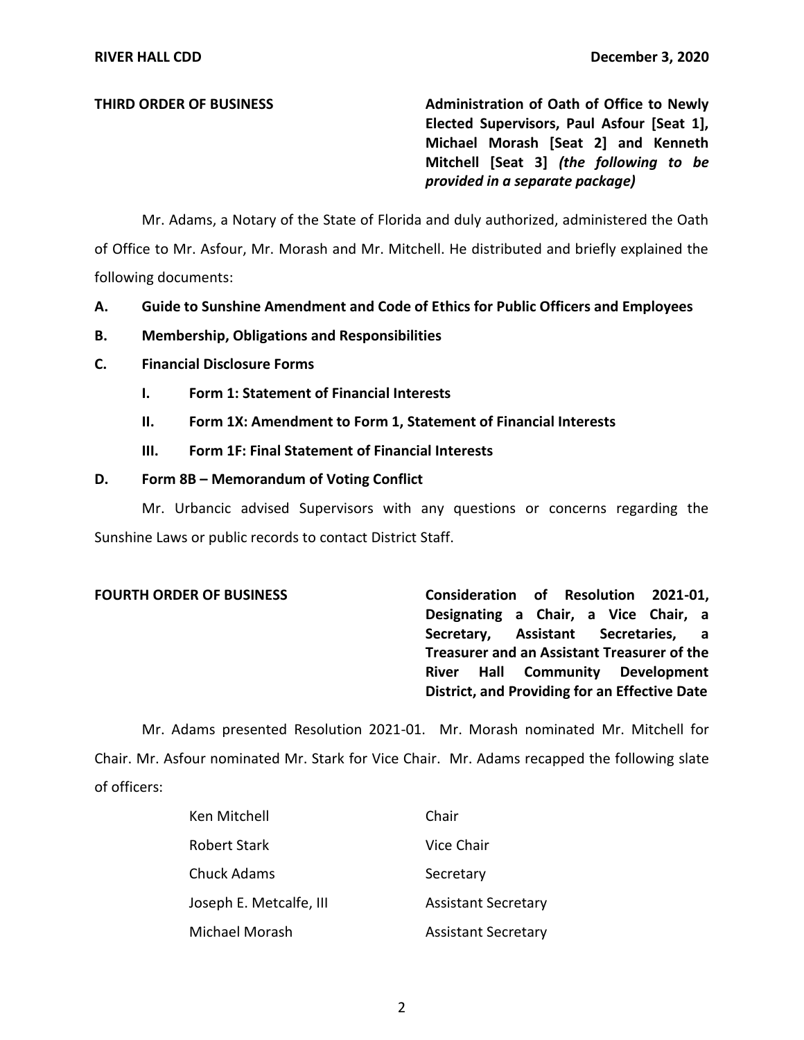**THIRD ORDER OF BUSINESS** **Administration of Oath of Office to Newly Elected Supervisors, Paul Asfour [Seat 1], Michael Morash [Seat 2] and Kenneth Mitchell [Seat 3]** ***(the following to be provided in a separate package)***

Mr. Adams, a Notary of the State of Florida and duly authorized, administered the Oath of Office to Mr. Asfour, Mr. Morash and Mr. Mitchell. He distributed and briefly explained the following documents:

**A. Guide to Sunshine Amendment and Code of Ethics for Public Officers and Employees**

**B. Membership, Obligations and Responsibilities**

**C. Financial Disclosure Forms**

**I. Form 1: Statement of Financial Interests**

**II. Form 1X: Amendment to Form 1, Statement of Financial Interests**

**III. Form 1F: Final Statement of Financial Interests**

**D. Form 8B – Memorandum of Voting Conflict**

Mr. Urbancic advised Supervisors with any questions or concerns regarding the Sunshine Laws or public records to contact District Staff.

**FOURTH ORDER OF BUSINESS** **Consideration of Resolution 2021-01, Designating a Chair, a Vice Chair, a Secretary, Assistant Secretaries, a Treasurer and an Assistant Treasurer of the River Hall Community Development District, and Providing for an Effective Date**

Mr. Adams presented Resolution 2021-01. Mr. Morash nominated Mr. Mitchell for Chair. Mr. Asfour nominated Mr. Stark for Vice Chair. Mr. Adams recapped the following slate of officers:

| | |
|---|---|
| Ken Mitchell | Chair |
| Robert Stark | Vice Chair |
| Chuck Adams | Secretary |
| Joseph E. Metcalfe, III | Assistant Secretary |
| Michael Morash | Assistant Secretary |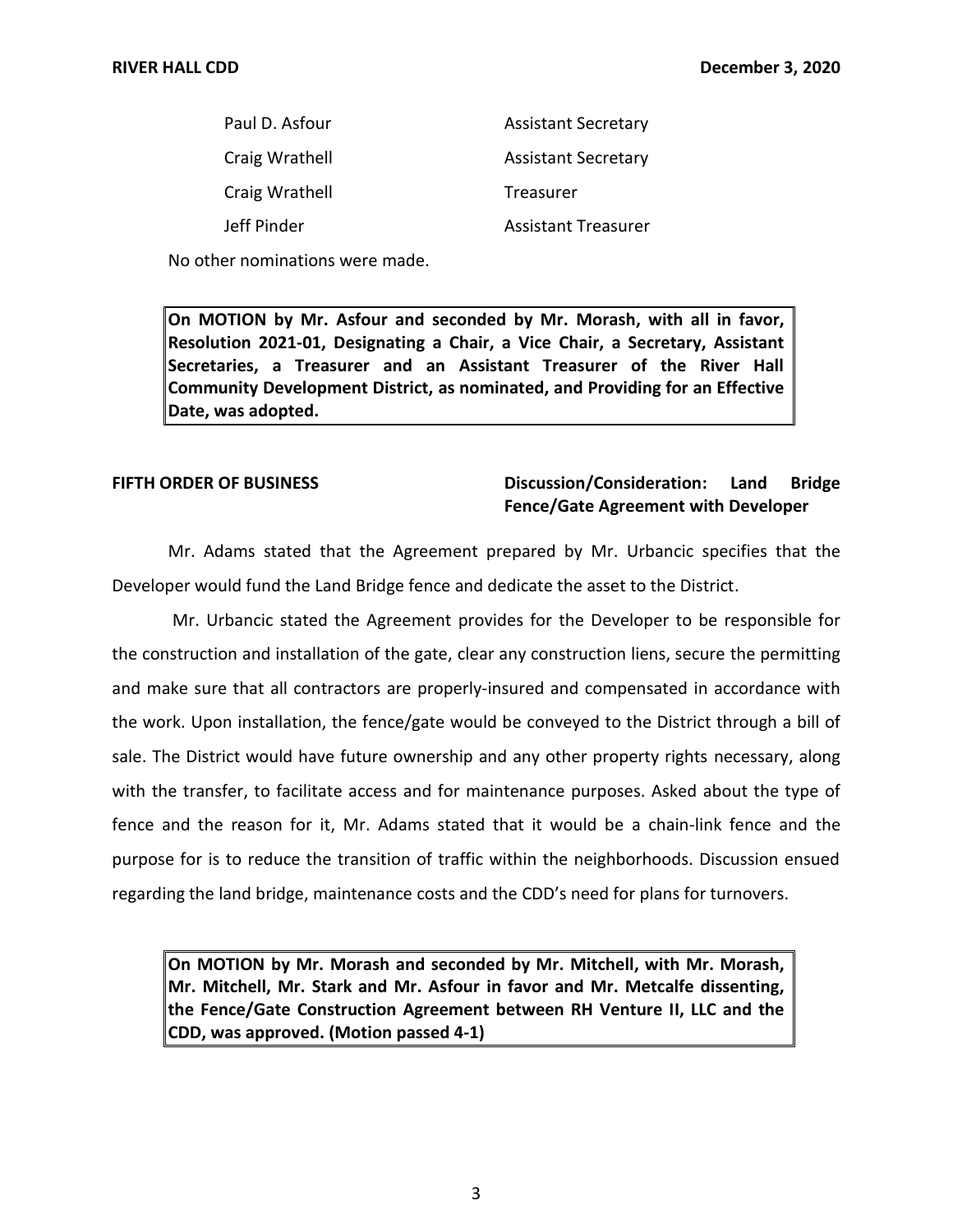| | |
|---|---|
| Paul D. Asfour | Assistant Secretary |
| Craig Wrathell | Assistant Secretary |
| Craig Wrathell | Treasurer |
| Jeff Pinder | Assistant Treasurer |

No other nominations were made.

> **On MOTION by Mr. Asfour and seconded by Mr. Morash, with all in favor, Resolution 2021-01, Designating a Chair, a Vice Chair, a Secretary, Assistant Secretaries, a Treasurer and an Assistant Treasurer of the River Hall Community Development District, as nominated, and Providing for an Effective Date, was adopted.**

**FIFTH ORDER OF BUSINESS** **Discussion/Consideration: Land Bridge Fence/Gate Agreement with Developer**

Mr. Adams stated that the Agreement prepared by Mr. Urbancic specifies that the Developer would fund the Land Bridge fence and dedicate the asset to the District.

Mr. Urbancic stated the Agreement provides for the Developer to be responsible for the construction and installation of the gate, clear any construction liens, secure the permitting and make sure that all contractors are properly-insured and compensated in accordance with the work. Upon installation, the fence/gate would be conveyed to the District through a bill of sale. The District would have future ownership and any other property rights necessary, along with the transfer, to facilitate access and for maintenance purposes. Asked about the type of fence and the reason for it, Mr. Adams stated that it would be a chain-link fence and the purpose for is to reduce the transition of traffic within the neighborhoods. Discussion ensued regarding the land bridge, maintenance costs and the CDD's need for plans for turnovers.

> **On MOTION by Mr. Morash and seconded by Mr. Mitchell, with Mr. Morash, Mr. Mitchell, Mr. Stark and Mr. Asfour in favor and Mr. Metcalfe dissenting, the Fence/Gate Construction Agreement between RH Venture II, LLC and the CDD, was approved. (Motion passed 4-1)**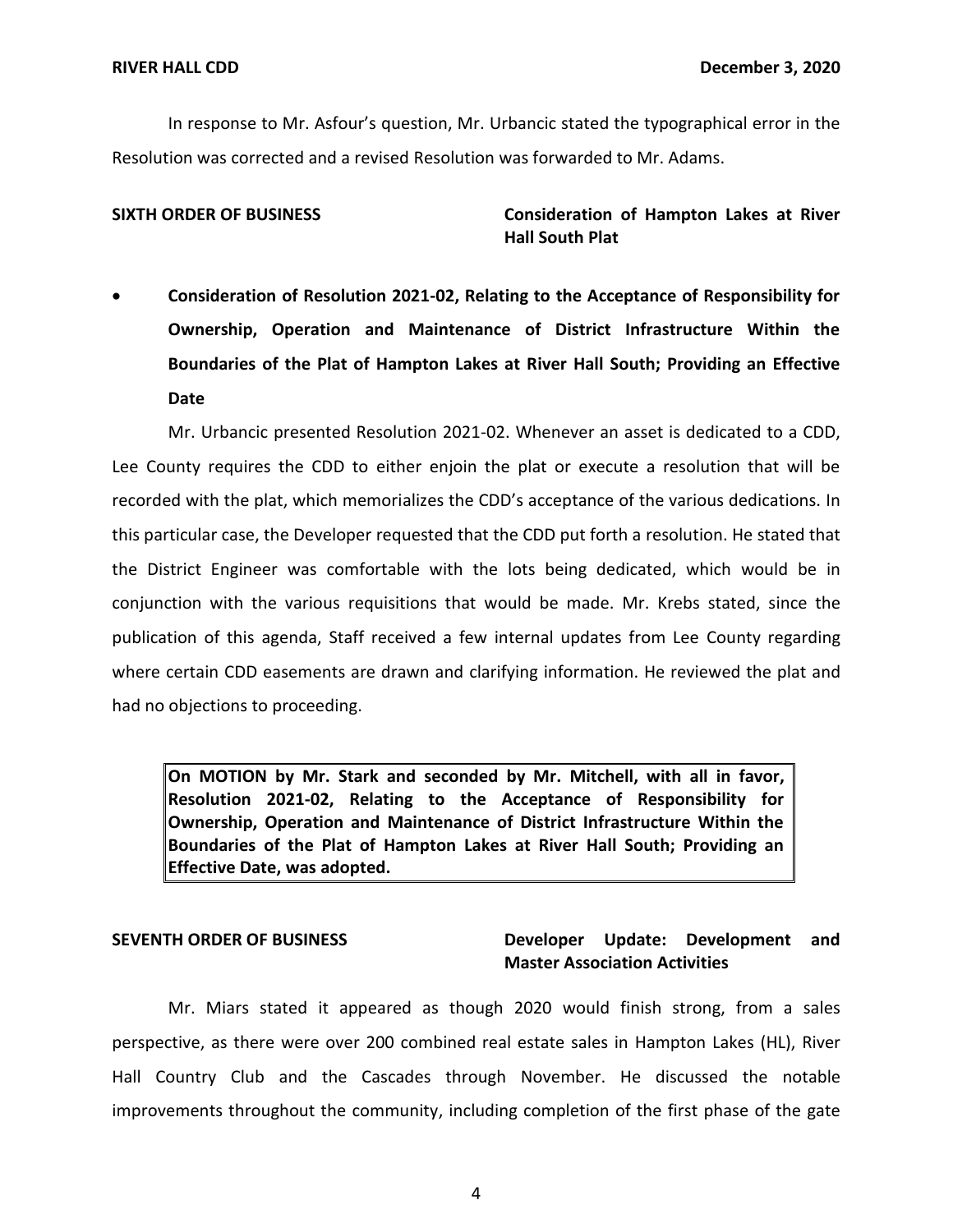In response to Mr. Asfour's question, Mr. Urbancic stated the typographical error in the Resolution was corrected and a revised Resolution was forwarded to Mr. Adams.

**SIXTH ORDER OF BUSINESS** **Consideration of Hampton Lakes at River Hall South Plat**

- **Consideration of Resolution 2021-02, Relating to the Acceptance of Responsibility for Ownership, Operation and Maintenance of District Infrastructure Within the Boundaries of the Plat of Hampton Lakes at River Hall South; Providing an Effective Date**

Mr. Urbancic presented Resolution 2021-02. Whenever an asset is dedicated to a CDD, Lee County requires the CDD to either enjoin the plat or execute a resolution that will be recorded with the plat, which memorializes the CDD's acceptance of the various dedications. In this particular case, the Developer requested that the CDD put forth a resolution. He stated that the District Engineer was comfortable with the lots being dedicated, which would be in conjunction with the various requisitions that would be made. Mr. Krebs stated, since the publication of this agenda, Staff received a few internal updates from Lee County regarding where certain CDD easements are drawn and clarifying information. He reviewed the plat and had no objections to proceeding.

> **On MOTION by Mr. Stark and seconded by Mr. Mitchell, with all in favor, Resolution 2021-02, Relating to the Acceptance of Responsibility for Ownership, Operation and Maintenance of District Infrastructure Within the Boundaries of the Plat of Hampton Lakes at River Hall South; Providing an Effective Date, was adopted.**

**SEVENTH ORDER OF BUSINESS** **Developer Update: Development and Master Association Activities**

Mr. Miars stated it appeared as though 2020 would finish strong, from a sales perspective, as there were over 200 combined real estate sales in Hampton Lakes (HL), River Hall Country Club and the Cascades through November. He discussed the notable improvements throughout the community, including completion of the first phase of the gate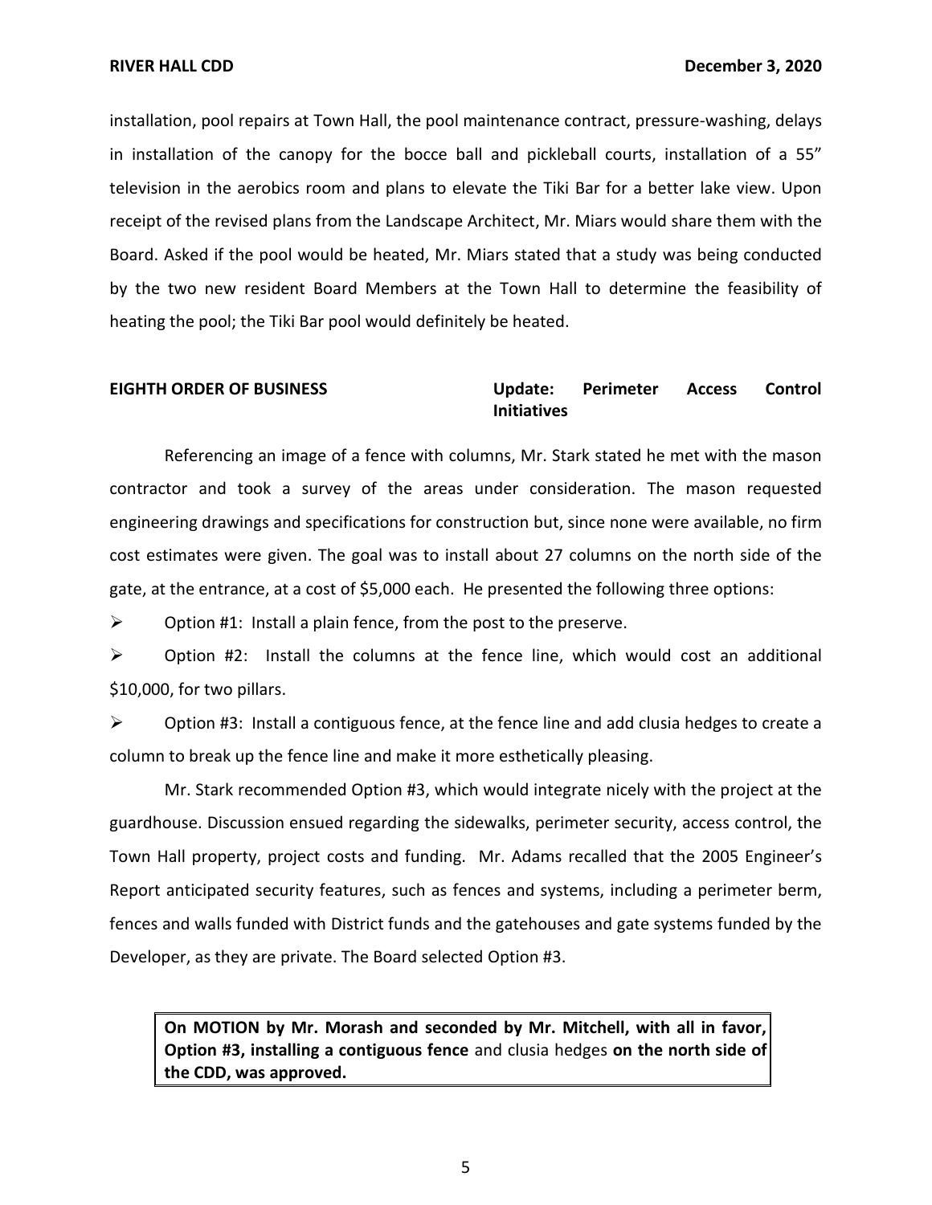installation, pool repairs at Town Hall, the pool maintenance contract, pressure-washing, delays in installation of the canopy for the bocce ball and pickleball courts, installation of a 55" television in the aerobics room and plans to elevate the Tiki Bar for a better lake view. Upon receipt of the revised plans from the Landscape Architect, Mr. Miars would share them with the Board. Asked if the pool would be heated, Mr. Miars stated that a study was being conducted by the two new resident Board Members at the Town Hall to determine the feasibility of heating the pool; the Tiki Bar pool would definitely be heated.

**EIGHTH ORDER OF BUSINESS** **Update: Perimeter Access Control Initiatives**

Referencing an image of a fence with columns, Mr. Stark stated he met with the mason contractor and took a survey of the areas under consideration. The mason requested engineering drawings and specifications for construction but, since none were available, no firm cost estimates were given. The goal was to install about 27 columns on the north side of the gate, at the entrance, at a cost of $5,000 each. He presented the following three options:

- Option #1: Install a plain fence, from the post to the preserve.
- Option #2: Install the columns at the fence line, which would cost an additional $10,000, for two pillars.
- Option #3: Install a contiguous fence, at the fence line and add clusia hedges to create a column to break up the fence line and make it more esthetically pleasing.

Mr. Stark recommended Option #3, which would integrate nicely with the project at the guardhouse. Discussion ensued regarding the sidewalks, perimeter security, access control, the Town Hall property, project costs and funding. Mr. Adams recalled that the 2005 Engineer's Report anticipated security features, such as fences and systems, including a perimeter berm, fences and walls funded with District funds and the gatehouses and gate systems funded by the Developer, as they are private. The Board selected Option #3.

**On MOTION by Mr. Morash and seconded by Mr. Mitchell, with all in favor, Option #3, installing a contiguous fence** and clusia hedges **on the north side of the CDD, was approved.**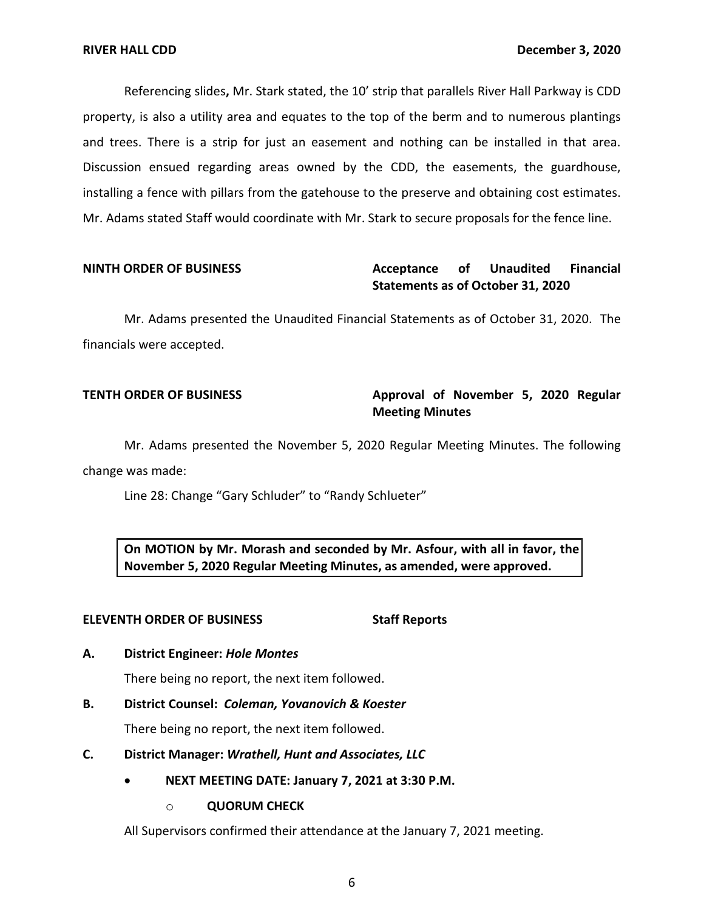Referencing slides**,** Mr. Stark stated, the 10' strip that parallels River Hall Parkway is CDD property, is also a utility area and equates to the top of the berm and to numerous plantings and trees. There is a strip for just an easement and nothing can be installed in that area. Discussion ensued regarding areas owned by the CDD, the easements, the guardhouse, installing a fence with pillars from the gatehouse to the preserve and obtaining cost estimates. Mr. Adams stated Staff would coordinate with Mr. Stark to secure proposals for the fence line.

**NINTH ORDER OF BUSINESS** **Acceptance of Unaudited Financial Statements as of October 31, 2020**

Mr. Adams presented the Unaudited Financial Statements as of October 31, 2020. The financials were accepted.

**TENTH ORDER OF BUSINESS** **Approval of November 5, 2020 Regular Meeting Minutes**

Mr. Adams presented the November 5, 2020 Regular Meeting Minutes. The following change was made:

Line 28: Change "Gary Schluder" to "Randy Schlueter"

**On MOTION by Mr. Morash and seconded by Mr. Asfour, with all in favor, the November 5, 2020 Regular Meeting Minutes, as amended, were approved.**

**ELEVENTH ORDER OF BUSINESS** **Staff Reports**

**A. District Engineer: *Hole Montes***

There being no report, the next item followed.

**B. District Counsel: *Coleman, Yovanovich & Koester***

There being no report, the next item followed.

**C. District Manager: *Wrathell, Hunt and Associates, LLC***

- **NEXT MEETING DATE: January 7, 2021 at 3:30 P.M.**
  - **QUORUM CHECK**

All Supervisors confirmed their attendance at the January 7, 2021 meeting.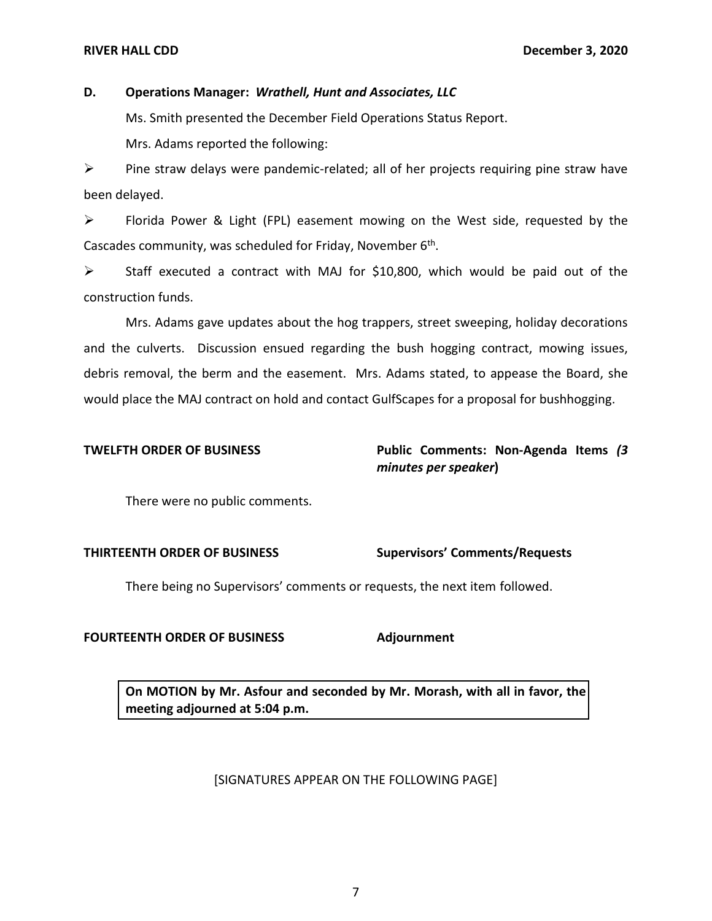**D. Operations Manager: *Wrathell, Hunt and Associates, LLC***

Ms. Smith presented the December Field Operations Status Report.

Mrs. Adams reported the following:

- Pine straw delays were pandemic-related; all of her projects requiring pine straw have been delayed.
- Florida Power & Light (FPL) easement mowing on the West side, requested by the Cascades community, was scheduled for Friday, November 6th.
- Staff executed a contract with MAJ for $10,800, which would be paid out of the construction funds.

Mrs. Adams gave updates about the hog trappers, street sweeping, holiday decorations and the culverts. Discussion ensued regarding the bush hogging contract, mowing issues, debris removal, the berm and the easement. Mrs. Adams stated, to appease the Board, she would place the MAJ contract on hold and contact GulfScapes for a proposal for bushhogging.

**TWELFTH ORDER OF BUSINESS** **Public Comments: Non-Agenda Items *(3 minutes per speaker*)**

There were no public comments.

**THIRTEENTH ORDER OF BUSINESS** **Supervisors' Comments/Requests**

There being no Supervisors' comments or requests, the next item followed.

**FOURTEENTH ORDER OF BUSINESS** **Adjournment**

**On MOTION by Mr. Asfour and seconded by Mr. Morash, with all in favor, the meeting adjourned at 5:04 p.m.**

[SIGNATURES APPEAR ON THE FOLLOWING PAGE]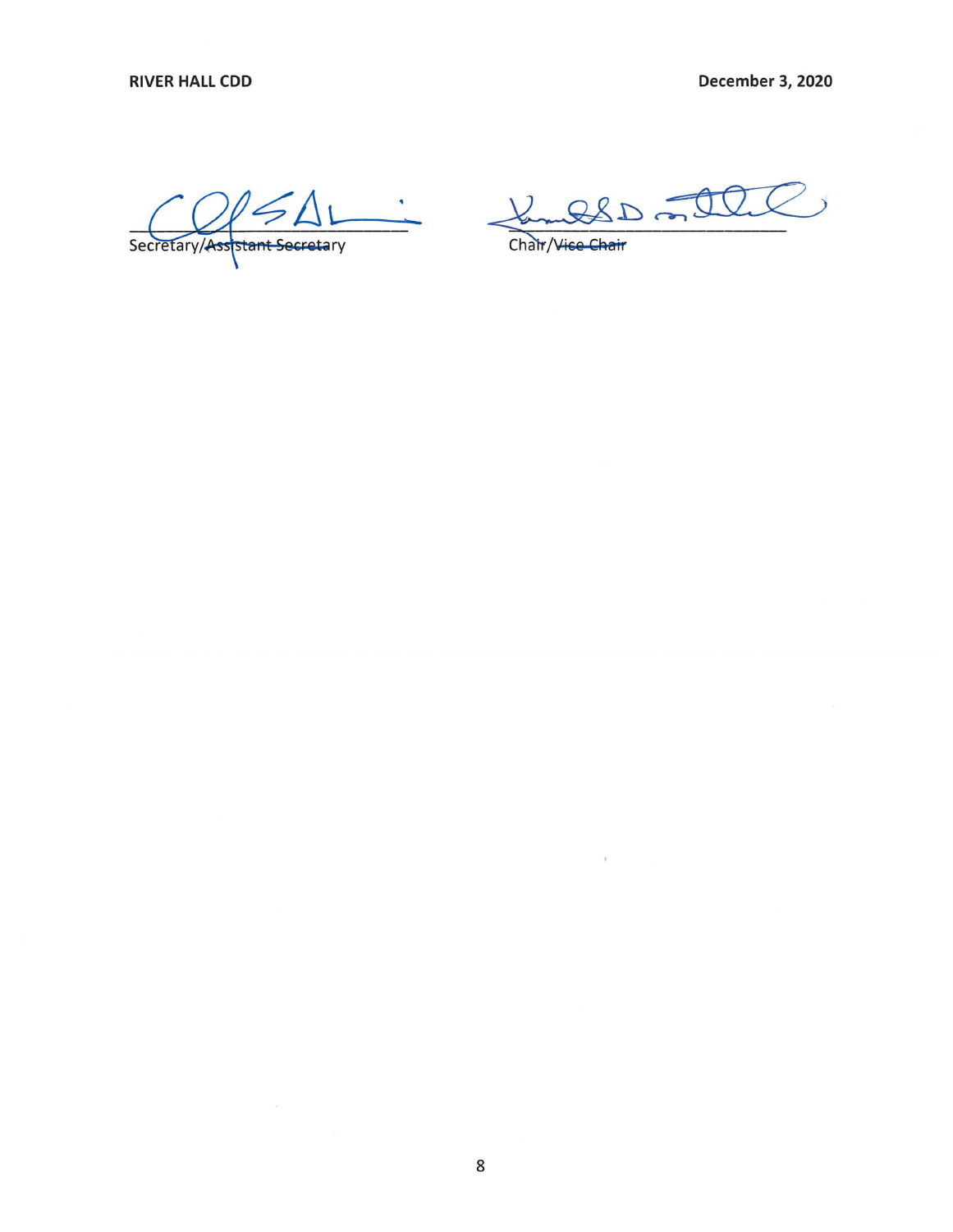___________________________
Secretary/~~Assistant Secretary~~

___________________________
Chair/~~Vice Chair~~